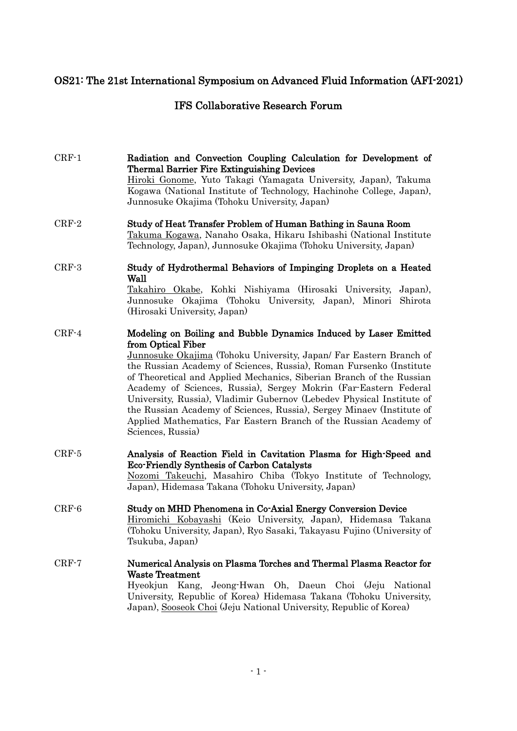# OS21: The 21st International Symposium on Advanced Fluid Information (AFI-2021)

## IFS Collaborative Research Forum

CRF-1 **Radiation and Convection Coupling Calculation for Development of Thermal Barrier Fire Extinguishing Devices**
Hiroki Gonome, Yuto Takagi (Yamagata University, Japan), Takuma Kogawa (National Institute of Technology, Hachinohe College, Japan), Junnosuke Okajima (Tohoku University, Japan)

CRF-2 **Study of Heat Transfer Problem of Human Bathing in Sauna Room**
Takuma Kogawa, Nanaho Osaka, Hikaru Ishibashi (National Institute Technology, Japan), Junnosuke Okajima (Tohoku University, Japan)

CRF-3 **Study of Hydrothermal Behaviors of Impinging Droplets on a Heated Wall**
Takahiro Okabe, Kohki Nishiyama (Hirosaki University, Japan), Junnosuke Okajima (Tohoku University, Japan), Minori Shirota (Hirosaki University, Japan)

CRF-4 **Modeling on Boiling and Bubble Dynamics Induced by Laser Emitted from Optical Fiber**
Junnosuke Okajima (Tohoku University, Japan/ Far Eastern Branch of the Russian Academy of Sciences, Russia), Roman Fursenko (Institute of Theoretical and Applied Mechanics, Siberian Branch of the Russian Academy of Sciences, Russia), Sergey Mokrin (Far-Eastern Federal University, Russia), Vladimir Gubernov (Lebedev Physical Institute of the Russian Academy of Sciences, Russia), Sergey Minaev (Institute of Applied Mathematics, Far Eastern Branch of the Russian Academy of Sciences, Russia)

CRF-5 **Analysis of Reaction Field in Cavitation Plasma for High-Speed and Eco-Friendly Synthesis of Carbon Catalysts**
Nozomi Takeuchi, Masahiro Chiba (Tokyo Institute of Technology, Japan), Hidemasa Takana (Tohoku University, Japan)

CRF-6 **Study on MHD Phenomena in Co-Axial Energy Conversion Device**
Hiromichi Kobayashi (Keio University, Japan), Hidemasa Takana (Tohoku University, Japan), Ryo Sasaki, Takayasu Fujino (University of Tsukuba, Japan)

CRF-7 **Numerical Analysis on Plasma Torches and Thermal Plasma Reactor for Waste Treatment**
Hyeokjun Kang, Jeong-Hwan Oh, Daeun Choi (Jeju National University, Republic of Korea) Hidemasa Takana (Tohoku University, Japan), Sooseok Choi (Jeju National University, Republic of Korea)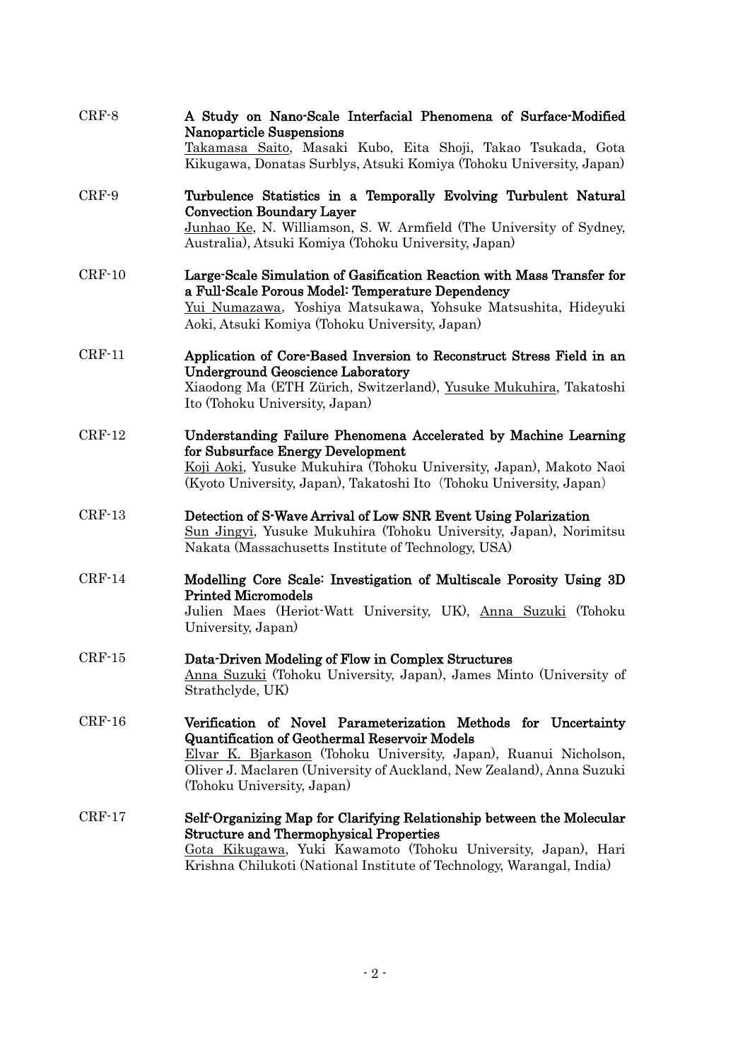CRF-8 **A Study on Nano-Scale Interfacial Phenomena of Surface-Modified Nanoparticle Suspensions**
Takamasa Saito, Masaki Kubo, Eita Shoji, Takao Tsukada, Gota Kikugawa, Donatas Surblys, Atsuki Komiya (Tohoku University, Japan)

CRF-9 **Turbulence Statistics in a Temporally Evolving Turbulent Natural Convection Boundary Layer**
Junhao Ke, N. Williamson, S. W. Armfield (The University of Sydney, Australia), Atsuki Komiya (Tohoku University, Japan)

CRF-10 **Large-Scale Simulation of Gasification Reaction with Mass Transfer for a Full-Scale Porous Model: Temperature Dependency**
Yui Numazawa, Yoshiya Matsukawa, Yohsuke Matsushita, Hideyuki Aoki, Atsuki Komiya (Tohoku University, Japan)

CRF-11 **Application of Core-Based Inversion to Reconstruct Stress Field in an Underground Geoscience Laboratory**
Xiaodong Ma (ETH Zürich, Switzerland), Yusuke Mukuhira, Takatoshi Ito (Tohoku University, Japan)

CRF-12 **Understanding Failure Phenomena Accelerated by Machine Learning for Subsurface Energy Development**
Koji Aoki, Yusuke Mukuhira (Tohoku University, Japan), Makoto Naoi (Kyoto University, Japan), Takatoshi Ito (Tohoku University, Japan)

CRF-13 **Detection of S-Wave Arrival of Low SNR Event Using Polarization**
Sun Jingyi, Yusuke Mukuhira (Tohoku University, Japan), Norimitsu Nakata (Massachusetts Institute of Technology, USA)

CRF-14 **Modelling Core Scale: Investigation of Multiscale Porosity Using 3D Printed Micromodels**
Julien Maes (Heriot-Watt University, UK), Anna Suzuki (Tohoku University, Japan)

CRF-15 **Data-Driven Modeling of Flow in Complex Structures**
Anna Suzuki (Tohoku University, Japan), James Minto (University of Strathclyde, UK)

CRF-16 **Verification of Novel Parameterization Methods for Uncertainty Quantification of Geothermal Reservoir Models**
Elvar K. Bjarkason (Tohoku University, Japan), Ruanui Nicholson, Oliver J. Maclaren (University of Auckland, New Zealand), Anna Suzuki (Tohoku University, Japan)

CRF-17 **Self-Organizing Map for Clarifying Relationship between the Molecular Structure and Thermophysical Properties**
Gota Kikugawa, Yuki Kawamoto (Tohoku University, Japan), Hari Krishna Chilukoti (National Institute of Technology, Warangal, India)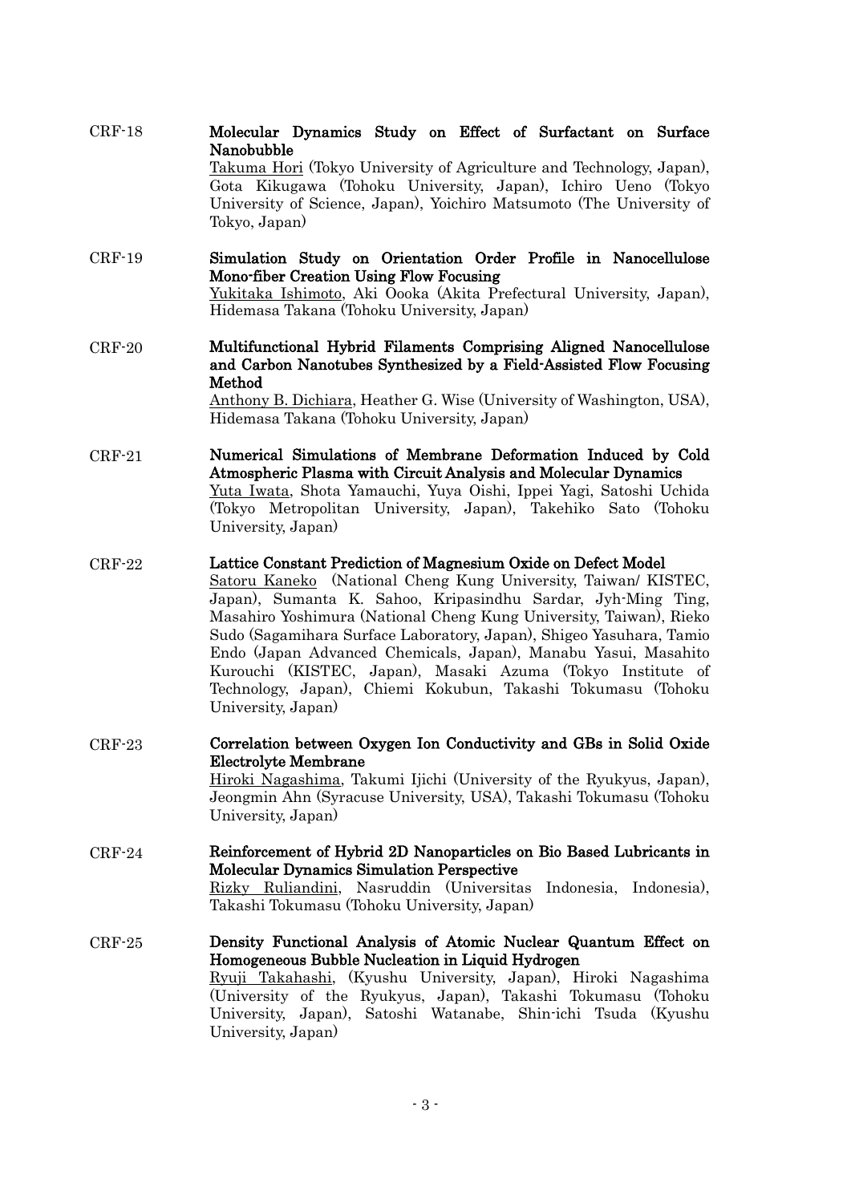CRF-18 **Molecular Dynamics Study on Effect of Surfactant on Surface Nanobubble**
<u>Takuma Hori</u> (Tokyo University of Agriculture and Technology, Japan), Gota Kikugawa (Tohoku University, Japan), Ichiro Ueno (Tokyo University of Science, Japan), Yoichiro Matsumoto (The University of Tokyo, Japan)

CRF-19 **Simulation Study on Orientation Order Profile in Nanocellulose Mono-fiber Creation Using Flow Focusing**
<u>Yukitaka Ishimoto</u>, Aki Oooka (Akita Prefectural University, Japan), Hidemasa Takana (Tohoku University, Japan)

CRF-20 **Multifunctional Hybrid Filaments Comprising Aligned Nanocellulose and Carbon Nanotubes Synthesized by a Field-Assisted Flow Focusing Method**
<u>Anthony B. Dichiara</u>, Heather G. Wise (University of Washington, USA), Hidemasa Takana (Tohoku University, Japan)

CRF-21 **Numerical Simulations of Membrane Deformation Induced by Cold Atmospheric Plasma with Circuit Analysis and Molecular Dynamics**
<u>Yuta Iwata</u>, Shota Yamauchi, Yuya Oishi, Ippei Yagi, Satoshi Uchida (Tokyo Metropolitan University, Japan), Takehiko Sato (Tohoku University, Japan)

CRF-22 **Lattice Constant Prediction of Magnesium Oxide on Defect Model**
<u>Satoru Kaneko</u> (National Cheng Kung University, Taiwan/ KISTEC, Japan), Sumanta K. Sahoo, Kripasindhu Sardar, Jyh-Ming Ting, Masahiro Yoshimura (National Cheng Kung University, Taiwan), Rieko Sudo (Sagamihara Surface Laboratory, Japan), Shigeo Yasuhara, Tamio Endo (Japan Advanced Chemicals, Japan), Manabu Yasui, Masahito Kurouchi (KISTEC, Japan), Masaki Azuma (Tokyo Institute of Technology, Japan), Chiemi Kokubun, Takashi Tokumasu (Tohoku University, Japan)

CRF-23 **Correlation between Oxygen Ion Conductivity and GBs in Solid Oxide Electrolyte Membrane**
<u>Hiroki Nagashima</u>, Takumi Ijichi (University of the Ryukyus, Japan), Jeongmin Ahn (Syracuse University, USA), Takashi Tokumasu (Tohoku University, Japan)

CRF-24 **Reinforcement of Hybrid 2D Nanoparticles on Bio Based Lubricants in Molecular Dynamics Simulation Perspective**
<u>Rizky Ruliandini</u>, Nasruddin (Universitas Indonesia, Indonesia), Takashi Tokumasu (Tohoku University, Japan)

CRF-25 **Density Functional Analysis of Atomic Nuclear Quantum Effect on Homogeneous Bubble Nucleation in Liquid Hydrogen**
<u>Ryuji Takahashi</u>, (Kyushu University, Japan), Hiroki Nagashima (University of the Ryukyus, Japan), Takashi Tokumasu (Tohoku University, Japan), Satoshi Watanabe, Shin-ichi Tsuda (Kyushu University, Japan)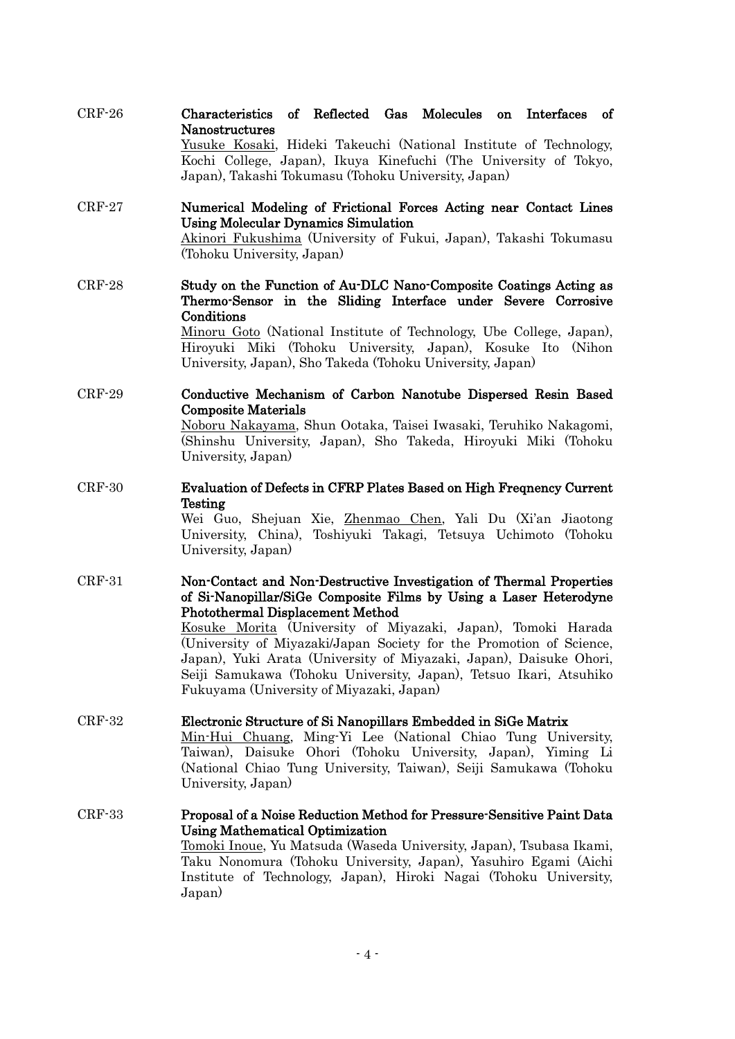CRF-26 **Characteristics of Reflected Gas Molecules on Interfaces of Nanostructures**
<u>Yusuke Kosaki</u>, Hideki Takeuchi (National Institute of Technology, Kochi College, Japan), Ikuya Kinefuchi (The University of Tokyo, Japan), Takashi Tokumasu (Tohoku University, Japan)

CRF-27 **Numerical Modeling of Frictional Forces Acting near Contact Lines Using Molecular Dynamics Simulation**
<u>Akinori Fukushima</u> (University of Fukui, Japan), Takashi Tokumasu (Tohoku University, Japan)

CRF-28 **Study on the Function of Au-DLC Nano-Composite Coatings Acting as Thermo-Sensor in the Sliding Interface under Severe Corrosive Conditions**
<u>Minoru Goto</u> (National Institute of Technology, Ube College, Japan), Hiroyuki Miki (Tohoku University, Japan), Kosuke Ito (Nihon University, Japan), Sho Takeda (Tohoku University, Japan)

CRF-29 **Conductive Mechanism of Carbon Nanotube Dispersed Resin Based Composite Materials**
<u>Noboru Nakayama</u>, Shun Ootaka, Taisei Iwasaki, Teruhiko Nakagomi, (Shinshu University, Japan), Sho Takeda, Hiroyuki Miki (Tohoku University, Japan)

CRF-30 **Evaluation of Defects in CFRP Plates Based on High Freqnency Current Testing**
Wei Guo, Shejuan Xie, <u>Zhenmao Chen</u>, Yali Du (Xi'an Jiaotong University, China), Toshiyuki Takagi, Tetsuya Uchimoto (Tohoku University, Japan)

CRF-31 **Non-Contact and Non-Destructive Investigation of Thermal Properties of Si-Nanopillar/SiGe Composite Films by Using a Laser Heterodyne Photothermal Displacement Method**
<u>Kosuke Morita</u> (University of Miyazaki, Japan), Tomoki Harada (University of Miyazaki/Japan Society for the Promotion of Science, Japan), Yuki Arata (University of Miyazaki, Japan), Daisuke Ohori, Seiji Samukawa (Tohoku University, Japan), Tetsuo Ikari, Atsuhiko Fukuyama (University of Miyazaki, Japan)

CRF-32 **Electronic Structure of Si Nanopillars Embedded in SiGe Matrix**
<u>Min-Hui Chuang</u>, Ming-Yi Lee (National Chiao Tung University, Taiwan), Daisuke Ohori (Tohoku University, Japan), Yiming Li (National Chiao Tung University, Taiwan), Seiji Samukawa (Tohoku University, Japan)

CRF-33 **Proposal of a Noise Reduction Method for Pressure-Sensitive Paint Data Using Mathematical Optimization**
<u>Tomoki Inoue</u>, Yu Matsuda (Waseda University, Japan), Tsubasa Ikami, Taku Nonomura (Tohoku University, Japan), Yasuhiro Egami (Aichi Institute of Technology, Japan), Hiroki Nagai (Tohoku University, Japan)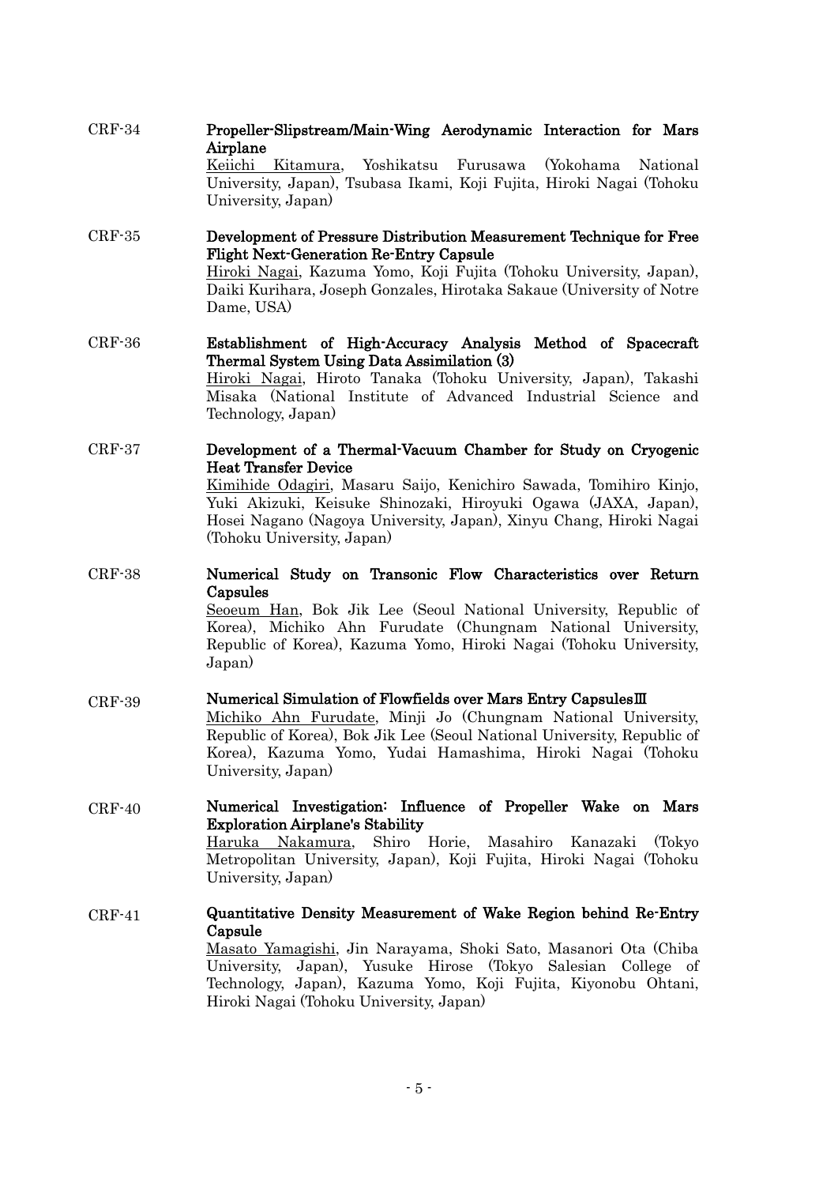CRF-34 **Propeller-Slipstream/Main-Wing Aerodynamic Interaction for Mars Airplane**
Keiichi Kitamura, Yoshikatsu Furusawa (Yokohama National University, Japan), Tsubasa Ikami, Koji Fujita, Hiroki Nagai (Tohoku University, Japan)

CRF-35 **Development of Pressure Distribution Measurement Technique for Free Flight Next-Generation Re-Entry Capsule**
Hiroki Nagai, Kazuma Yomo, Koji Fujita (Tohoku University, Japan), Daiki Kurihara, Joseph Gonzales, Hirotaka Sakaue (University of Notre Dame, USA)

CRF-36 **Establishment of High-Accuracy Analysis Method of Spacecraft Thermal System Using Data Assimilation (3)**
Hiroki Nagai, Hiroto Tanaka (Tohoku University, Japan), Takashi Misaka (National Institute of Advanced Industrial Science and Technology, Japan)

CRF-37 **Development of a Thermal-Vacuum Chamber for Study on Cryogenic Heat Transfer Device**
Kimihide Odagiri, Masaru Saijo, Kenichiro Sawada, Tomihiro Kinjo, Yuki Akizuki, Keisuke Shinozaki, Hiroyuki Ogawa (JAXA, Japan), Hosei Nagano (Nagoya University, Japan), Xinyu Chang, Hiroki Nagai (Tohoku University, Japan)

CRF-38 **Numerical Study on Transonic Flow Characteristics over Return Capsules**
Seoeum Han, Bok Jik Lee (Seoul National University, Republic of Korea), Michiko Ahn Furudate (Chungnam National University, Republic of Korea), Kazuma Yomo, Hiroki Nagai (Tohoku University, Japan)

CRF-39 **Numerical Simulation of Flowfields over Mars Entry CapsulesⅢ**
Michiko Ahn Furudate, Minji Jo (Chungnam National University, Republic of Korea), Bok Jik Lee (Seoul National University, Republic of Korea), Kazuma Yomo, Yudai Hamashima, Hiroki Nagai (Tohoku University, Japan)

CRF-40 **Numerical Investigation: Influence of Propeller Wake on Mars Exploration Airplane's Stability**
Haruka Nakamura, Shiro Horie, Masahiro Kanazaki (Tokyo Metropolitan University, Japan), Koji Fujita, Hiroki Nagai (Tohoku University, Japan)

CRF-41 **Quantitative Density Measurement of Wake Region behind Re-Entry Capsule**
Masato Yamagishi, Jin Narayama, Shoki Sato, Masanori Ota (Chiba University, Japan), Yusuke Hirose (Tokyo Salesian College of Technology, Japan), Kazuma Yomo, Koji Fujita, Kiyonobu Ohtani, Hiroki Nagai (Tohoku University, Japan)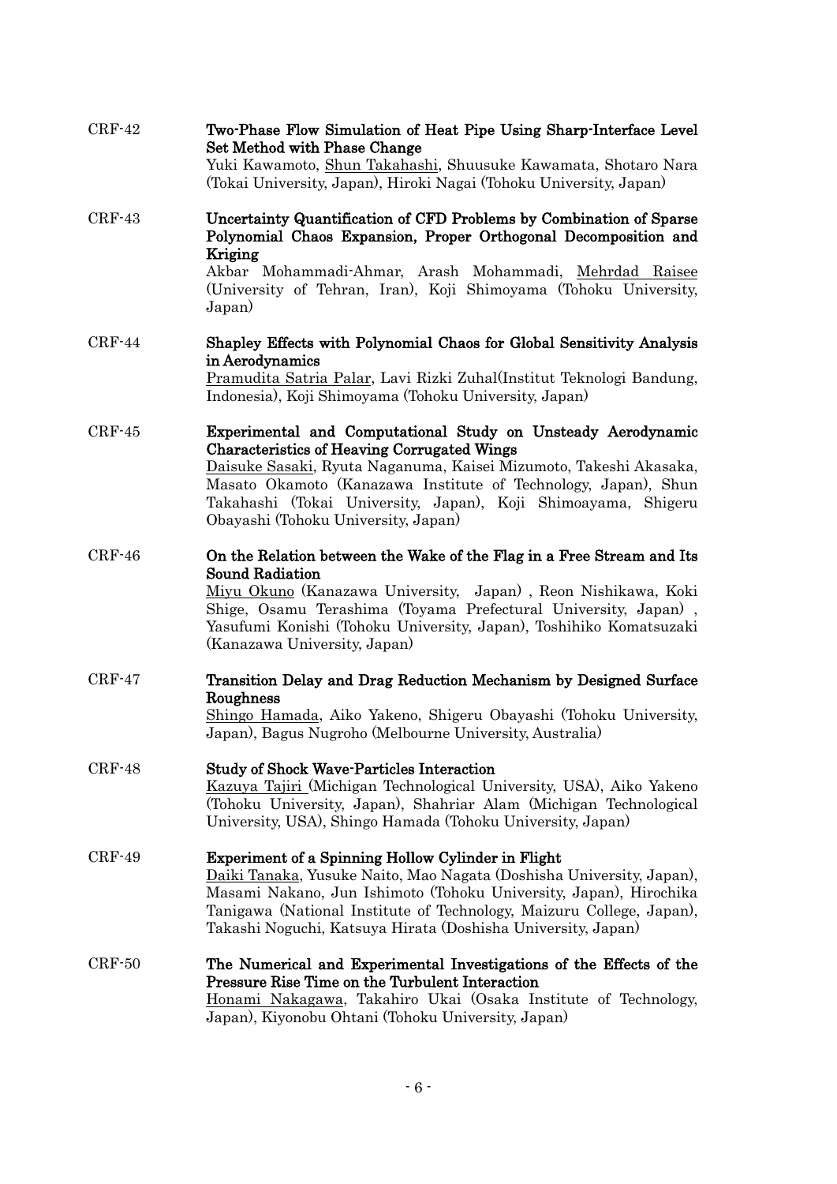CRF-42 **Two-Phase Flow Simulation of Heat Pipe Using Sharp-Interface Level Set Method with Phase Change**
Yuki Kawamoto, Shun Takahashi, Shuusuke Kawamata, Shotaro Nara (Tokai University, Japan), Hiroki Nagai (Tohoku University, Japan)

CRF-43 **Uncertainty Quantification of CFD Problems by Combination of Sparse Polynomial Chaos Expansion, Proper Orthogonal Decomposition and Kriging**
Akbar Mohammadi-Ahmar, Arash Mohammadi, Mehrdad Raisee (University of Tehran, Iran), Koji Shimoyama (Tohoku University, Japan)

CRF-44 **Shapley Effects with Polynomial Chaos for Global Sensitivity Analysis in Aerodynamics**
Pramudita Satria Palar, Lavi Rizki Zuhal(Institut Teknologi Bandung, Indonesia), Koji Shimoyama (Tohoku University, Japan)

CRF-45 **Experimental and Computational Study on Unsteady Aerodynamic Characteristics of Heaving Corrugated Wings**
Daisuke Sasaki, Ryuta Naganuma, Kaisei Mizumoto, Takeshi Akasaka, Masato Okamoto (Kanazawa Institute of Technology, Japan), Shun Takahashi (Tokai University, Japan), Koji Shimoayama, Shigeru Obayashi (Tohoku University, Japan)

CRF-46 **On the Relation between the Wake of the Flag in a Free Stream and Its Sound Radiation**
Miyu Okuno (Kanazawa University, Japan) , Reon Nishikawa, Koki Shige, Osamu Terashima (Toyama Prefectural University, Japan) , Yasufumi Konishi (Tohoku University, Japan), Toshihiko Komatsuzaki (Kanazawa University, Japan)

CRF-47 **Transition Delay and Drag Reduction Mechanism by Designed Surface Roughness**
Shingo Hamada, Aiko Yakeno, Shigeru Obayashi (Tohoku University, Japan), Bagus Nugroho (Melbourne University, Australia)

CRF-48 **Study of Shock Wave-Particles Interaction**
Kazuya Tajiri (Michigan Technological University, USA), Aiko Yakeno (Tohoku University, Japan), Shahriar Alam (Michigan Technological University, USA), Shingo Hamada (Tohoku University, Japan)

CRF-49 **Experiment of a Spinning Hollow Cylinder in Flight**
Daiki Tanaka, Yusuke Naito, Mao Nagata (Doshisha University, Japan), Masami Nakano, Jun Ishimoto (Tohoku University, Japan), Hirochika Tanigawa (National Institute of Technology, Maizuru College, Japan), Takashi Noguchi, Katsuya Hirata (Doshisha University, Japan)

CRF-50 **The Numerical and Experimental Investigations of the Effects of the Pressure Rise Time on the Turbulent Interaction**
Honami Nakagawa, Takahiro Ukai (Osaka Institute of Technology, Japan), Kiyonobu Ohtani (Tohoku University, Japan)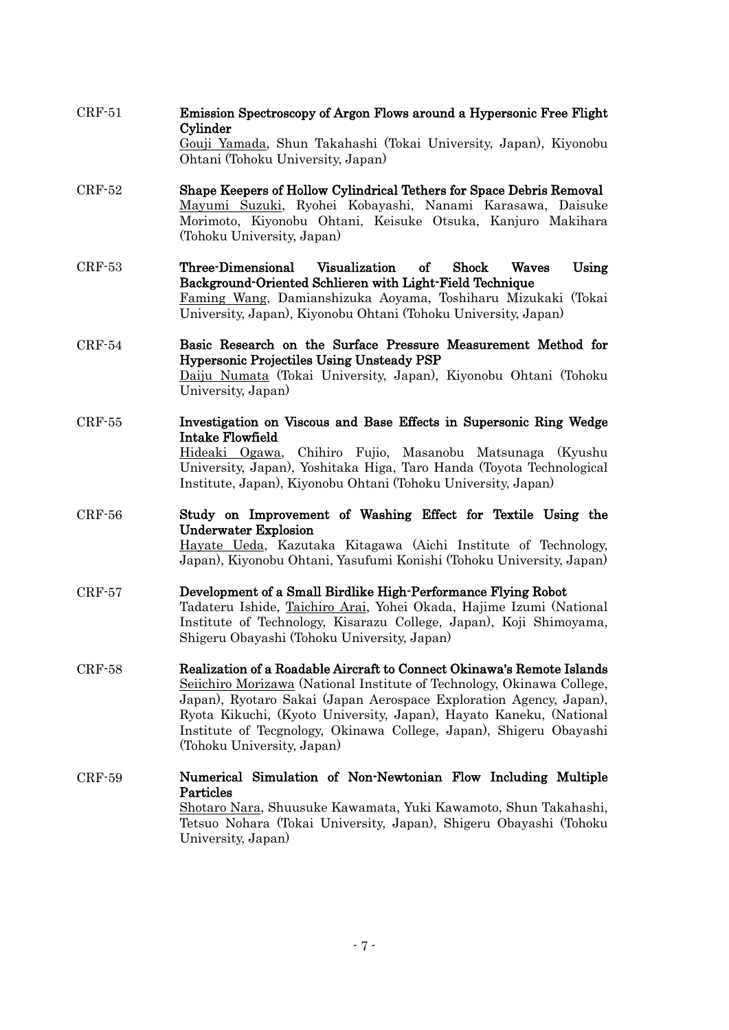CRF-51 **Emission Spectroscopy of Argon Flows around a Hypersonic Free Flight Cylinder**
<u>Gouji Yamada</u>, Shun Takahashi (Tokai University, Japan), Kiyonobu Ohtani (Tohoku University, Japan)

CRF-52 **Shape Keepers of Hollow Cylindrical Tethers for Space Debris Removal**
<u>Mayumi Suzuki</u>, Ryohei Kobayashi, Nanami Karasawa, Daisuke Morimoto, Kiyonobu Ohtani, Keisuke Otsuka, Kanjuro Makihara (Tohoku University, Japan)

CRF-53 **Three-Dimensional Visualization of Shock Waves Using Background-Oriented Schlieren with Light-Field Technique**
<u>Faming Wang</u>, Damianshizuka Aoyama, Toshiharu Mizukaki (Tokai University, Japan), Kiyonobu Ohtani (Tohoku University, Japan)

CRF-54 **Basic Research on the Surface Pressure Measurement Method for Hypersonic Projectiles Using Unsteady PSP**
<u>Daiju Numata</u> (Tokai University, Japan), Kiyonobu Ohtani (Tohoku University, Japan)

CRF-55 **Investigation on Viscous and Base Effects in Supersonic Ring Wedge Intake Flowfield**
<u>Hideaki Ogawa</u>, Chihiro Fujio, Masanobu Matsunaga (Kyushu University, Japan), Yoshitaka Higa, Taro Handa (Toyota Technological Institute, Japan), Kiyonobu Ohtani (Tohoku University, Japan)

CRF-56 **Study on Improvement of Washing Effect for Textile Using the Underwater Explosion**
<u>Hayate Ueda</u>, Kazutaka Kitagawa (Aichi Institute of Technology, Japan), Kiyonobu Ohtani, Yasufumi Konishi (Tohoku University, Japan)

CRF-57 **Development of a Small Birdlike High-Performance Flying Robot**
Tadateru Ishide, <u>Taichiro Arai</u>, Yohei Okada, Hajime Izumi (National Institute of Technology, Kisarazu College, Japan), Koji Shimoyama, Shigeru Obayashi (Tohoku University, Japan)

CRF-58 **Realization of a Roadable Aircraft to Connect Okinawa's Remote Islands**
<u>Seiichiro Morizawa</u> (National Institute of Technology, Okinawa College, Japan), Ryotaro Sakai (Japan Aerospace Exploration Agency, Japan), Ryota Kikuchi, (Kyoto University, Japan), Hayato Kaneku, (National Institute of Tecgnology, Okinawa College, Japan), Shigeru Obayashi (Tohoku University, Japan)

CRF-59 **Numerical Simulation of Non-Newtonian Flow Including Multiple Particles**
<u>Shotaro Nara</u>, Shuusuke Kawamata, Yuki Kawamoto, Shun Takahashi, Tetsuo Nohara (Tokai University, Japan), Shigeru Obayashi (Tohoku University, Japan)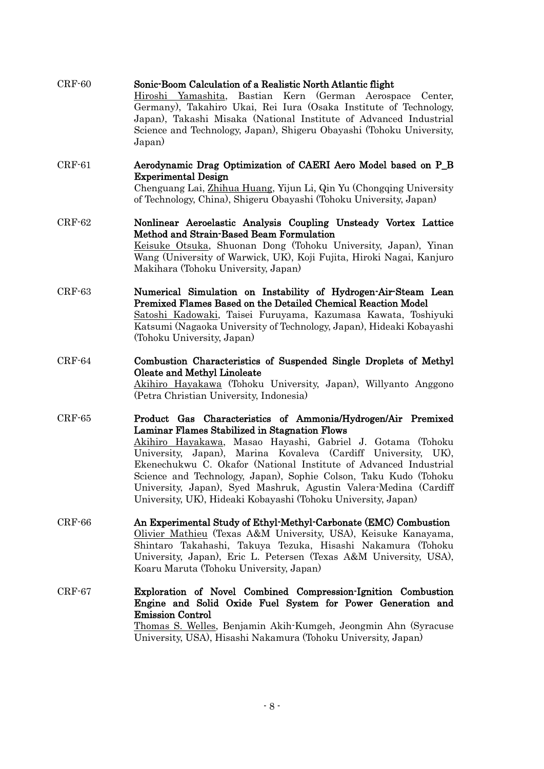CRF-60 **Sonic-Boom Calculation of a Realistic North Atlantic flight**
<u>Hiroshi Yamashita</u>, Bastian Kern (German Aerospace Center, Germany), Takahiro Ukai, Rei Iura (Osaka Institute of Technology, Japan), Takashi Misaka (National Institute of Advanced Industrial Science and Technology, Japan), Shigeru Obayashi (Tohoku University, Japan)

CRF-61 **Aerodynamic Drag Optimization of CAERI Aero Model based on P_B Experimental Design**
Chenguang Lai, <u>Zhihua Huang</u>, Yijun Li, Qin Yu (Chongqing University of Technology, China), Shigeru Obayashi (Tohoku University, Japan)

CRF-62 **Nonlinear Aeroelastic Analysis Coupling Unsteady Vortex Lattice Method and Strain-Based Beam Formulation**
<u>Keisuke Otsuka</u>, Shuonan Dong (Tohoku University, Japan), Yinan Wang (University of Warwick, UK), Koji Fujita, Hiroki Nagai, Kanjuro Makihara (Tohoku University, Japan)

CRF-63 **Numerical Simulation on Instability of Hydrogen-Air-Steam Lean Premixed Flames Based on the Detailed Chemical Reaction Model**
<u>Satoshi Kadowaki</u>, Taisei Furuyama, Kazumasa Kawata, Toshiyuki Katsumi (Nagaoka University of Technology, Japan), Hideaki Kobayashi (Tohoku University, Japan)

CRF-64 **Combustion Characteristics of Suspended Single Droplets of Methyl Oleate and Methyl Linoleate**
<u>Akihiro Hayakawa</u> (Tohoku University, Japan), Willyanto Anggono (Petra Christian University, Indonesia)

CRF-65 **Product Gas Characteristics of Ammonia/Hydrogen/Air Premixed Laminar Flames Stabilized in Stagnation Flows**
<u>Akihiro Hayakawa</u>, Masao Hayashi, Gabriel J. Gotama (Tohoku University, Japan), Marina Kovaleva (Cardiff University, UK), Ekenechukwu C. Okafor (National Institute of Advanced Industrial Science and Technology, Japan), Sophie Colson, Taku Kudo (Tohoku University, Japan), Syed Mashruk, Agustin Valera-Medina (Cardiff University, UK), Hideaki Kobayashi (Tohoku University, Japan)

CRF-66 **An Experimental Study of Ethyl-Methyl-Carbonate (EMC) Combustion**
<u>Olivier Mathieu</u> (Texas A&M University, USA), Keisuke Kanayama, Shintaro Takahashi, Takuya Tezuka, Hisashi Nakamura (Tohoku University, Japan), Eric L. Petersen (Texas A&M University, USA), Koaru Maruta (Tohoku University, Japan)

CRF-67 **Exploration of Novel Combined Compression-Ignition Combustion Engine and Solid Oxide Fuel System for Power Generation and Emission Control**
<u>Thomas S. Welles</u>, Benjamin Akih-Kumgeh, Jeongmin Ahn (Syracuse University, USA), Hisashi Nakamura (Tohoku University, Japan)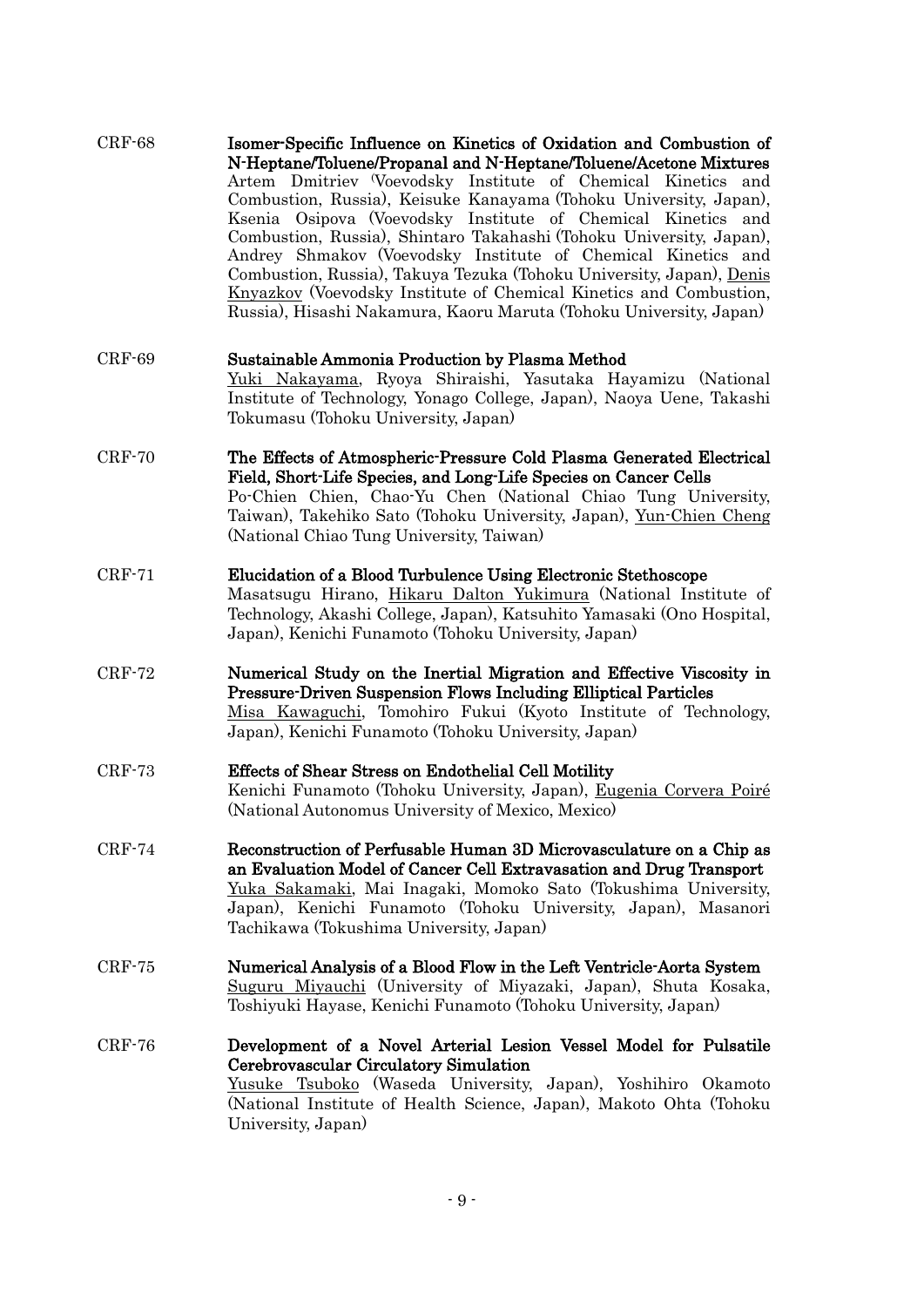CRF-68 **Isomer-Specific Influence on Kinetics of Oxidation and Combustion of N-Heptane/Toluene/Propanal and N-Heptane/Toluene/Acetone Mixtures**
Artem Dmitriev (Voevodsky Institute of Chemical Kinetics and Combustion, Russia), Keisuke Kanayama (Tohoku University, Japan), Ksenia Osipova (Voevodsky Institute of Chemical Kinetics and Combustion, Russia), Shintaro Takahashi (Tohoku University, Japan), Andrey Shmakov (Voevodsky Institute of Chemical Kinetics and Combustion, Russia), Takuya Tezuka (Tohoku University, Japan), <u>Denis Knyazkov</u> (Voevodsky Institute of Chemical Kinetics and Combustion, Russia), Hisashi Nakamura, Kaoru Maruta (Tohoku University, Japan)

CRF-69 **Sustainable Ammonia Production by Plasma Method**
<u>Yuki Nakayama</u>, Ryoya Shiraishi, Yasutaka Hayamizu (National Institute of Technology, Yonago College, Japan), Naoya Uene, Takashi Tokumasu (Tohoku University, Japan)

CRF-70 **The Effects of Atmospheric-Pressure Cold Plasma Generated Electrical Field, Short-Life Species, and Long-Life Species on Cancer Cells**
Po-Chien Chien, Chao-Yu Chen (National Chiao Tung University, Taiwan), Takehiko Sato (Tohoku University, Japan), <u>Yun-Chien Cheng</u> (National Chiao Tung University, Taiwan)

CRF-71 **Elucidation of a Blood Turbulence Using Electronic Stethoscope**
Masatsugu Hirano, <u>Hikaru Dalton Yukimura</u> (National Institute of Technology, Akashi College, Japan), Katsuhito Yamasaki (Ono Hospital, Japan), Kenichi Funamoto (Tohoku University, Japan)

CRF-72 **Numerical Study on the Inertial Migration and Effective Viscosity in Pressure-Driven Suspension Flows Including Elliptical Particles**
<u>Misa Kawaguchi</u>, Tomohiro Fukui (Kyoto Institute of Technology, Japan), Kenichi Funamoto (Tohoku University, Japan)

CRF-73 **Effects of Shear Stress on Endothelial Cell Motility**
Kenichi Funamoto (Tohoku University, Japan), <u>Eugenia Corvera Poiré</u> (National Autonomus University of Mexico, Mexico)

CRF-74 **Reconstruction of Perfusable Human 3D Microvasculature on a Chip as an Evaluation Model of Cancer Cell Extravasation and Drug Transport**
<u>Yuka Sakamaki</u>, Mai Inagaki, Momoko Sato (Tokushima University, Japan), Kenichi Funamoto (Tohoku University, Japan), Masanori Tachikawa (Tokushima University, Japan)

CRF-75 **Numerical Analysis of a Blood Flow in the Left Ventricle-Aorta System**
<u>Suguru Miyauchi</u> (University of Miyazaki, Japan), Shuta Kosaka, Toshiyuki Hayase, Kenichi Funamoto (Tohoku University, Japan)

CRF-76 **Development of a Novel Arterial Lesion Vessel Model for Pulsatile Cerebrovascular Circulatory Simulation**
<u>Yusuke Tsuboko</u> (Waseda University, Japan), Yoshihiro Okamoto (National Institute of Health Science, Japan), Makoto Ohta (Tohoku University, Japan)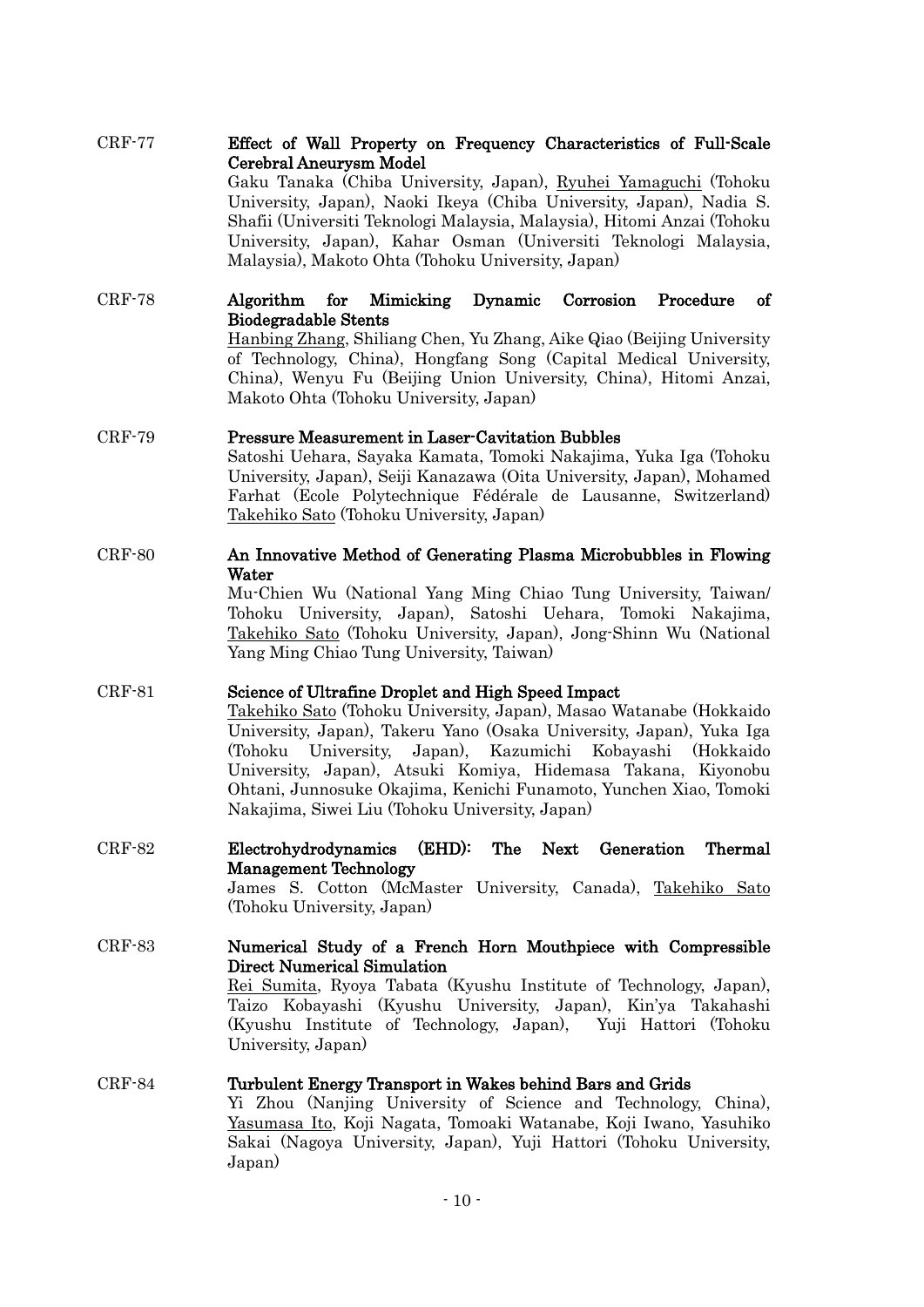CRF-77 **Effect of Wall Property on Frequency Characteristics of Full-Scale Cerebral Aneurysm Model**
Gaku Tanaka (Chiba University, Japan), Ryuhei Yamaguchi (Tohoku University, Japan), Naoki Ikeya (Chiba University, Japan), Nadia S. Shafii (Universiti Teknologi Malaysia, Malaysia), Hitomi Anzai (Tohoku University, Japan), Kahar Osman (Universiti Teknologi Malaysia, Malaysia), Makoto Ohta (Tohoku University, Japan)

CRF-78 **Algorithm for Mimicking Dynamic Corrosion Procedure of Biodegradable Stents**
Hanbing Zhang, Shiliang Chen, Yu Zhang, Aike Qiao (Beijing University of Technology, China), Hongfang Song (Capital Medical University, China), Wenyu Fu (Beijing Union University, China), Hitomi Anzai, Makoto Ohta (Tohoku University, Japan)

CRF-79 **Pressure Measurement in Laser-Cavitation Bubbles**
Satoshi Uehara, Sayaka Kamata, Tomoki Nakajima, Yuka Iga (Tohoku University, Japan), Seiji Kanazawa (Oita University, Japan), Mohamed Farhat (Ecole Polytechnique Fédérale de Lausanne, Switzerland) Takehiko Sato (Tohoku University, Japan)

CRF-80 **An Innovative Method of Generating Plasma Microbubbles in Flowing Water**
Mu-Chien Wu (National Yang Ming Chiao Tung University, Taiwan/ Tohoku University, Japan), Satoshi Uehara, Tomoki Nakajima, Takehiko Sato (Tohoku University, Japan), Jong-Shinn Wu (National Yang Ming Chiao Tung University, Taiwan)

CRF-81 **Science of Ultrafine Droplet and High Speed Impact**
Takehiko Sato (Tohoku University, Japan), Masao Watanabe (Hokkaido University, Japan), Takeru Yano (Osaka University, Japan), Yuka Iga (Tohoku University, Japan), Kazumichi Kobayashi (Hokkaido University, Japan), Atsuki Komiya, Hidemasa Takana, Kiyonobu Ohtani, Junnosuke Okajima, Kenichi Funamoto, Yunchen Xiao, Tomoki Nakajima, Siwei Liu (Tohoku University, Japan)

CRF-82 **Electrohydrodynamics (EHD): The Next Generation Thermal Management Technology**
James S. Cotton (McMaster University, Canada), Takehiko Sato (Tohoku University, Japan)

CRF-83 **Numerical Study of a French Horn Mouthpiece with Compressible Direct Numerical Simulation**
Rei Sumita, Ryoya Tabata (Kyushu Institute of Technology, Japan), Taizo Kobayashi (Kyushu University, Japan), Kin'ya Takahashi (Kyushu Institute of Technology, Japan), Yuji Hattori (Tohoku University, Japan)

CRF-84 **Turbulent Energy Transport in Wakes behind Bars and Grids**
Yi Zhou (Nanjing University of Science and Technology, China), Yasumasa Ito, Koji Nagata, Tomoaki Watanabe, Koji Iwano, Yasuhiko Sakai (Nagoya University, Japan), Yuji Hattori (Tohoku University, Japan)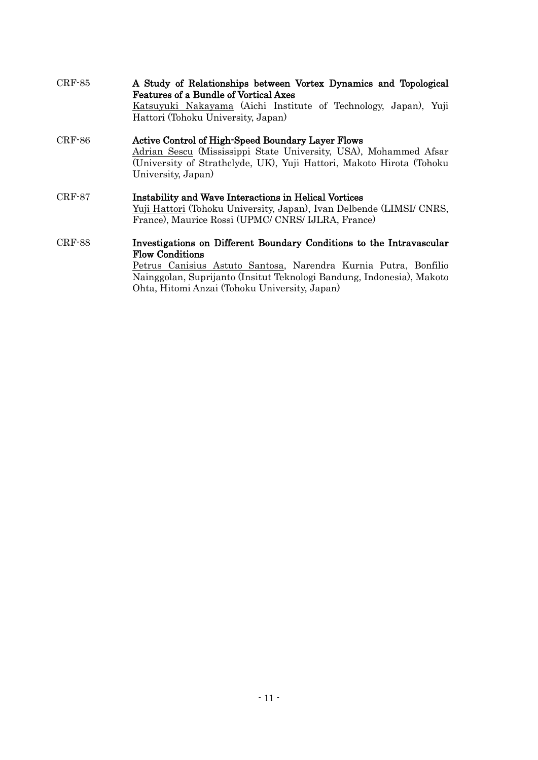CRF-85 **A Study of Relationships between Vortex Dynamics and Topological Features of a Bundle of Vortical Axes**
Katsuyuki Nakayama (Aichi Institute of Technology, Japan), Yuji Hattori (Tohoku University, Japan)

CRF-86 **Active Control of High-Speed Boundary Layer Flows**
Adrian Sescu (Mississippi State University, USA), Mohammed Afsar (University of Strathclyde, UK), Yuji Hattori, Makoto Hirota (Tohoku University, Japan)

CRF-87 **Instability and Wave Interactions in Helical Vortices**
Yuji Hattori (Tohoku University, Japan), Ivan Delbende (LIMSI/ CNRS, France), Maurice Rossi (UPMC/ CNRS/ IJLRA, France)

CRF-88 **Investigations on Different Boundary Conditions to the Intravascular Flow Conditions**
Petrus Canisius Astuto Santosa, Narendra Kurnia Putra, Bonfilio Nainggolan, Suprijanto (Insitut Teknologi Bandung, Indonesia), Makoto Ohta, Hitomi Anzai (Tohoku University, Japan)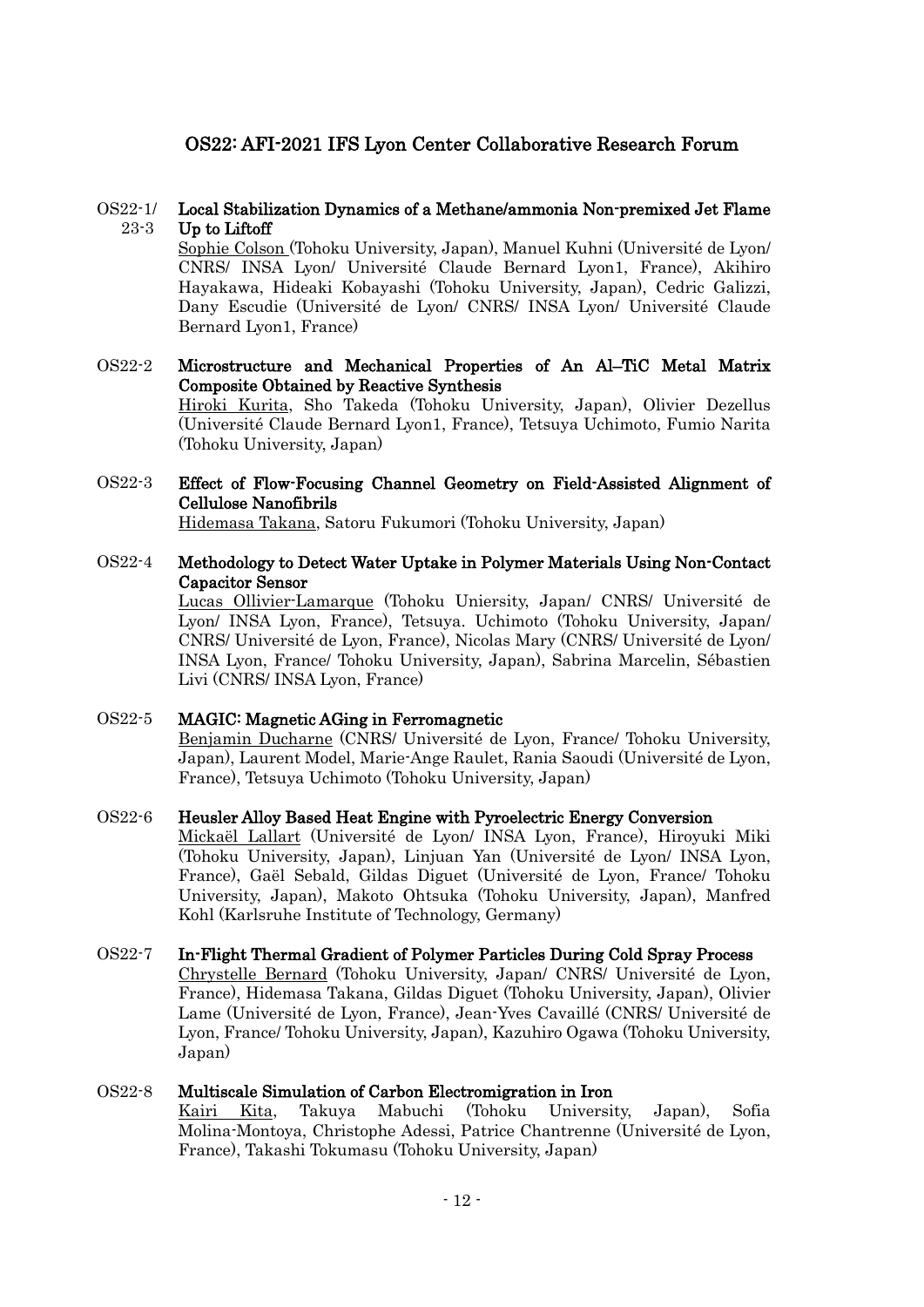## OS22: AFI-2021 IFS Lyon Center Collaborative Research Forum

OS22-1/ 23-3 **Local Stabilization Dynamics of a Methane/ammonia Non-premixed Jet Flame Up to Liftoff**
Sophie Colson (Tohoku University, Japan), Manuel Kuhni (Université de Lyon/ CNRS/ INSA Lyon/ Université Claude Bernard Lyon1, France), Akihiro Hayakawa, Hideaki Kobayashi (Tohoku University, Japan), Cedric Galizzi, Dany Escudie (Université de Lyon/ CNRS/ INSA Lyon/ Université Claude Bernard Lyon1, France)

OS22-2 **Microstructure and Mechanical Properties of An Al–TiC Metal Matrix Composite Obtained by Reactive Synthesis**
Hiroki Kurita, Sho Takeda (Tohoku University, Japan), Olivier Dezellus (Université Claude Bernard Lyon1, France), Tetsuya Uchimoto, Fumio Narita (Tohoku University, Japan)

OS22-3 **Effect of Flow-Focusing Channel Geometry on Field-Assisted Alignment of Cellulose Nanofibrils**
Hidemasa Takana, Satoru Fukumori (Tohoku University, Japan)

OS22-4 **Methodology to Detect Water Uptake in Polymer Materials Using Non-Contact Capacitor Sensor**
Lucas Ollivier-Lamarque (Tohoku Uniersity, Japan/ CNRS/ Université de Lyon/ INSA Lyon, France), Tetsuya. Uchimoto (Tohoku University, Japan/ CNRS/ Université de Lyon, France), Nicolas Mary (CNRS/ Université de Lyon/ INSA Lyon, France/ Tohoku University, Japan), Sabrina Marcelin, Sébastien Livi (CNRS/ INSA Lyon, France)

OS22-5 **MAGIC: Magnetic AGing in Ferromagnetic**
Benjamin Ducharne (CNRS/ Université de Lyon, France/ Tohoku University, Japan), Laurent Model, Marie-Ange Raulet, Rania Saoudi (Université de Lyon, France), Tetsuya Uchimoto (Tohoku University, Japan)

OS22-6 **Heusler Alloy Based Heat Engine with Pyroelectric Energy Conversion**
Mickaël Lallart (Université de Lyon/ INSA Lyon, France), Hiroyuki Miki (Tohoku University, Japan), Linjuan Yan (Université de Lyon/ INSA Lyon, France), Gaël Sebald, Gildas Diguet (Université de Lyon, France/ Tohoku University, Japan), Makoto Ohtsuka (Tohoku University, Japan), Manfred Kohl (Karlsruhe Institute of Technology, Germany)

OS22-7 **In-Flight Thermal Gradient of Polymer Particles During Cold Spray Process**
Chrystelle Bernard (Tohoku University, Japan/ CNRS/ Université de Lyon, France), Hidemasa Takana, Gildas Diguet (Tohoku University, Japan), Olivier Lame (Université de Lyon, France), Jean-Yves Cavaillé (CNRS/ Université de Lyon, France/ Tohoku University, Japan), Kazuhiro Ogawa (Tohoku University, Japan)

OS22-8 **Multiscale Simulation of Carbon Electromigration in Iron**
Kairi Kita, Takuya Mabuchi (Tohoku University, Japan), Sofia Molina-Montoya, Christophe Adessi, Patrice Chantrenne (Université de Lyon, France), Takashi Tokumasu (Tohoku University, Japan)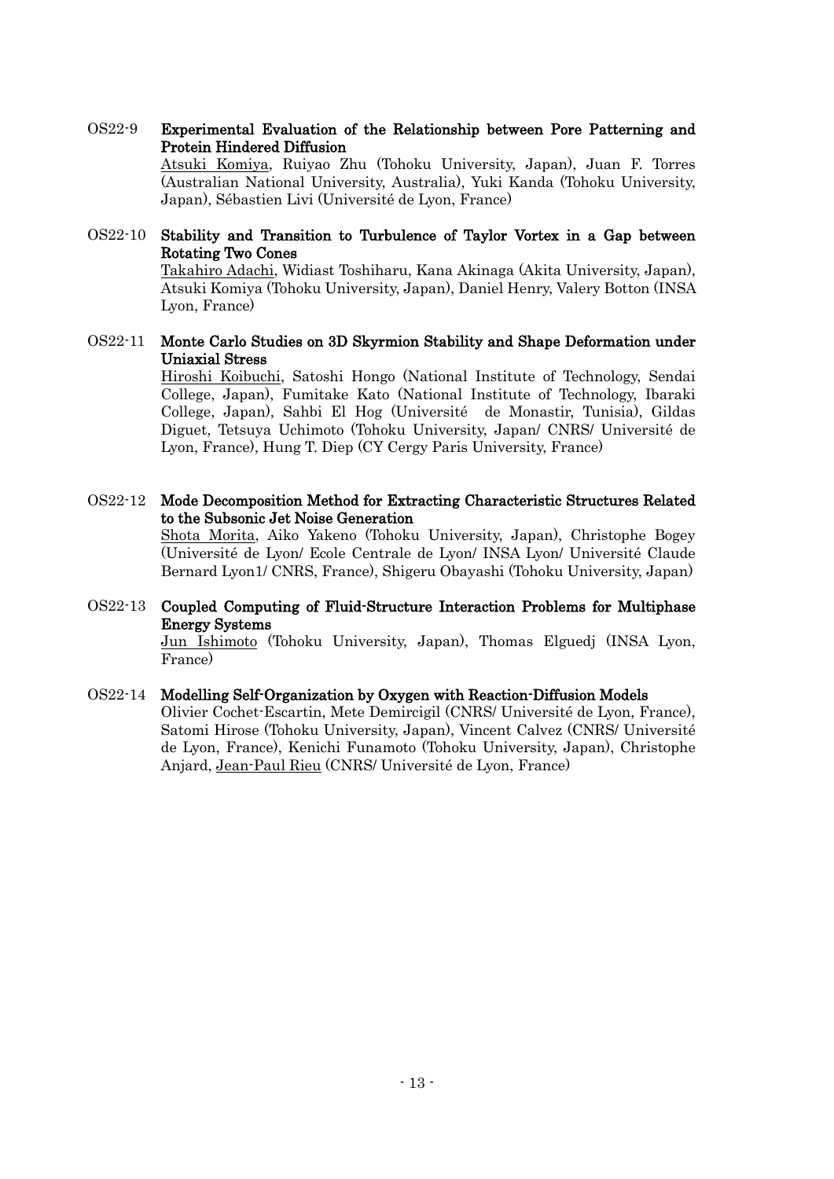OS22-9 **Experimental Evaluation of the Relationship between Pore Patterning and Protein Hindered Diffusion**
Atsuki Komiya, Ruiyao Zhu (Tohoku University, Japan), Juan F. Torres (Australian National University, Australia), Yuki Kanda (Tohoku University, Japan), Sébastien Livi (Université de Lyon, France)

OS22-10 **Stability and Transition to Turbulence of Taylor Vortex in a Gap between Rotating Two Cones**
Takahiro Adachi, Widiast Toshiharu, Kana Akinaga (Akita University, Japan), Atsuki Komiya (Tohoku University, Japan), Daniel Henry, Valery Botton (INSA Lyon, France)

OS22-11 **Monte Carlo Studies on 3D Skyrmion Stability and Shape Deformation under Uniaxial Stress**
Hiroshi Koibuchi, Satoshi Hongo (National Institute of Technology, Sendai College, Japan), Fumitake Kato (National Institute of Technology, Ibaraki College, Japan), Sahbi El Hog (Université de Monastir, Tunisia), Gildas Diguet, Tetsuya Uchimoto (Tohoku University, Japan/ CNRS/ Université de Lyon, France), Hung T. Diep (CY Cergy Paris University, France)

OS22-12 **Mode Decomposition Method for Extracting Characteristic Structures Related to the Subsonic Jet Noise Generation**
Shota Morita, Aiko Yakeno (Tohoku University, Japan), Christophe Bogey (Université de Lyon/ Ecole Centrale de Lyon/ INSA Lyon/ Université Claude Bernard Lyon1/ CNRS, France), Shigeru Obayashi (Tohoku University, Japan)

OS22-13 **Coupled Computing of Fluid-Structure Interaction Problems for Multiphase Energy Systems**
Jun Ishimoto (Tohoku University, Japan), Thomas Elguedj (INSA Lyon, France)

OS22-14 **Modelling Self-Organization by Oxygen with Reaction-Diffusion Models**
Olivier Cochet-Escartin, Mete Demircigil (CNRS/ Université de Lyon, France), Satomi Hirose (Tohoku University, Japan), Vincent Calvez (CNRS/ Université de Lyon, France), Kenichi Funamoto (Tohoku University, Japan), Christophe Anjard, Jean-Paul Rieu (CNRS/ Université de Lyon, France)